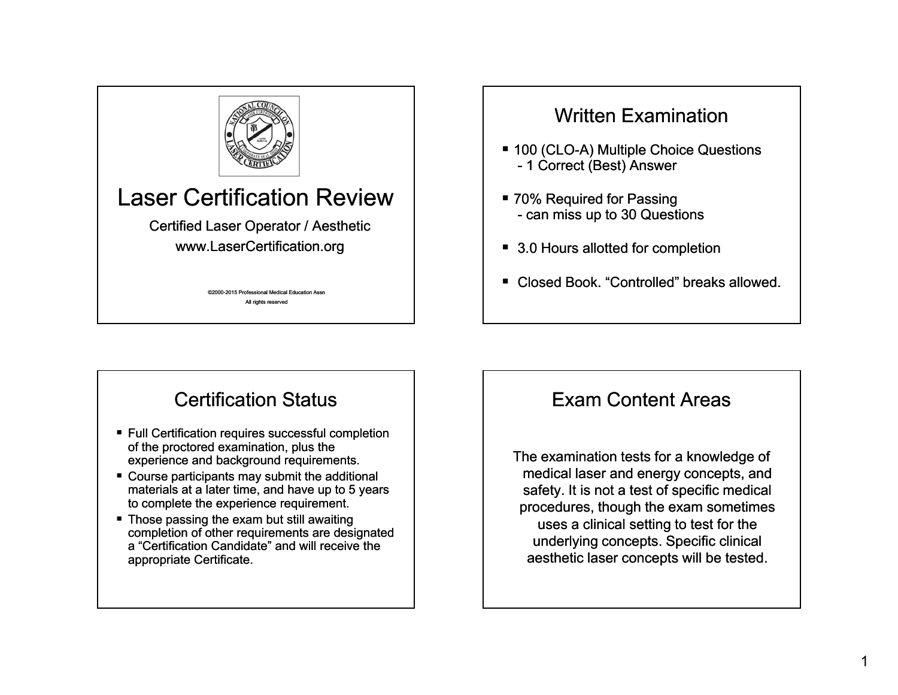# Laser Certification Review

Certified Laser Operator / Aesthetic

www.LaserCertification.org

©2000-2015 Professional Medical Education Assn

All rights reserved

## Written Examination

- 100 (CLO-A) Multiple Choice Questions
  - 1 Correct (Best) Answer
- 70% Required for Passing
  - can miss up to 30 Questions
- 3.0 Hours allotted for completion
- Closed Book. "Controlled" breaks allowed.

## Certification Status

- Full Certification requires successful completion of the proctored examination, plus the experience and background requirements.
- Course participants may submit the additional materials at a later time, and have up to 5 years to complete the experience requirement.
- Those passing the exam but still awaiting completion of other requirements are designated a "Certification Candidate" and will receive the appropriate Certificate.

## Exam Content Areas

The examination tests for a knowledge of medical laser and energy concepts, and safety. It is not a test of specific medical procedures, though the exam sometimes uses a clinical setting to test for the underlying concepts. Specific clinical aesthetic laser concepts will be tested.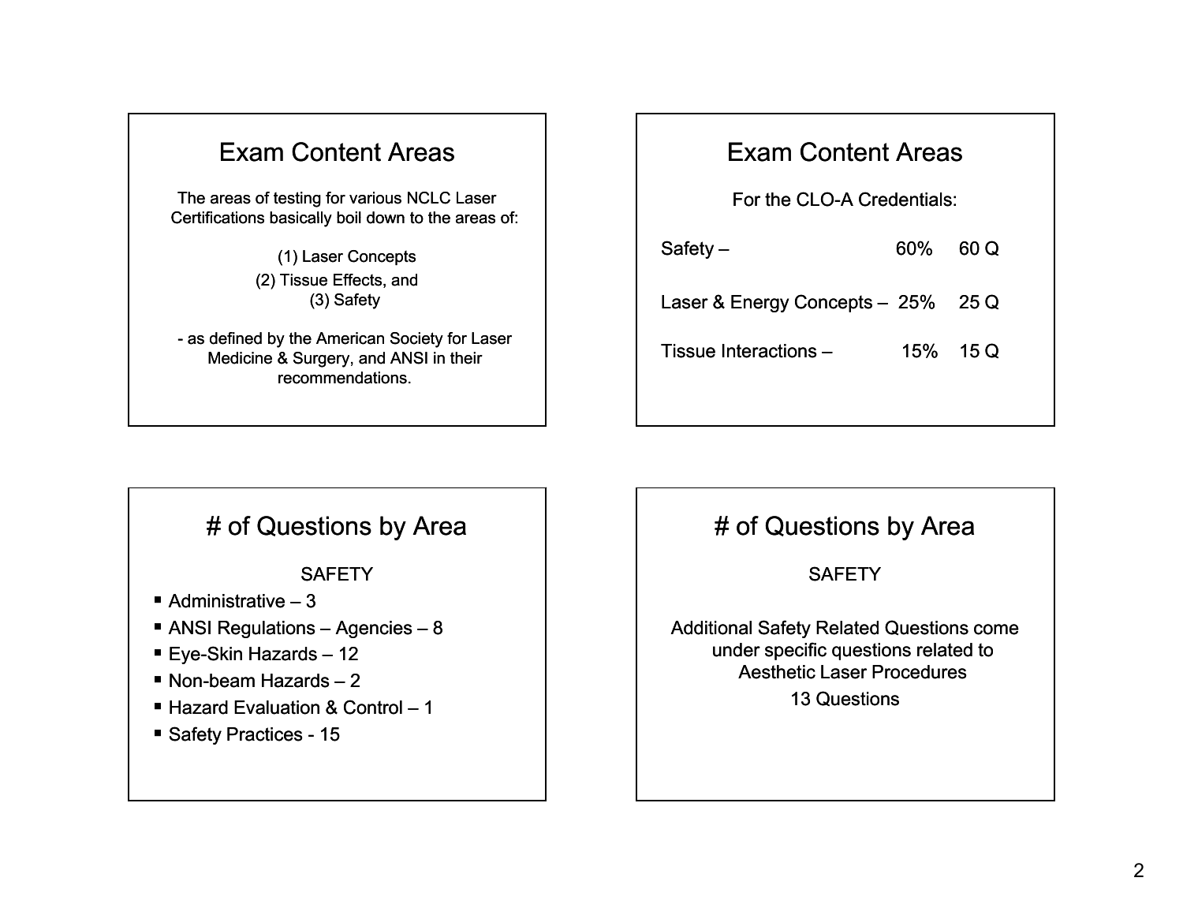## Exam Content Areas

The areas of testing for various NCLC Laser Certifications basically boil down to the areas of:

(1) Laser Concepts
(2) Tissue Effects, and
(3) Safety

- as defined by the American Society for Laser Medicine & Surgery, and ANSI in their recommendations.

## Exam Content Areas

For the CLO-A Credentials:

| | | |
|---|---|---|
| Safety – | 60% | 60 Q |
| Laser & Energy Concepts – | 25% | 25 Q |
| Tissue Interactions – | 15% | 15 Q |

## # of Questions by Area

SAFETY

- Administrative – 3
- ANSI Regulations – Agencies – 8
- Eye-Skin Hazards – 12
- Non-beam Hazards – 2
- Hazard Evaluation & Control – 1
- Safety Practices - 15

## # of Questions by Area

SAFETY

Additional Safety Related Questions come under specific questions related to Aesthetic Laser Procedures

13 Questions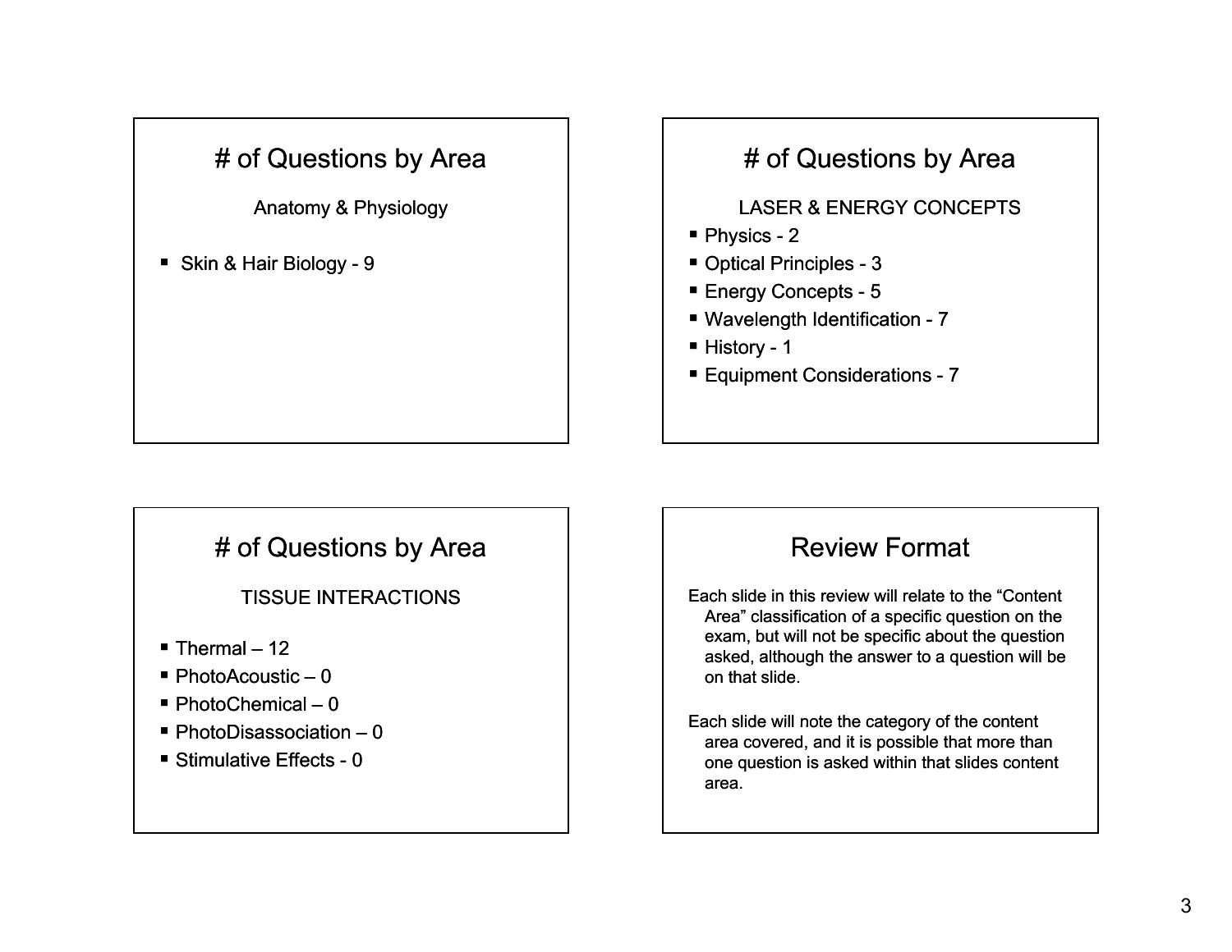## # of Questions by Area

Anatomy & Physiology

- Skin & Hair Biology - 9

## # of Questions by Area

LASER & ENERGY CONCEPTS

- Physics - 2
- Optical Principles - 3
- Energy Concepts - 5
- Wavelength Identification - 7
- History - 1
- Equipment Considerations - 7

## # of Questions by Area

TISSUE INTERACTIONS

- Thermal – 12
- PhotoAcoustic – 0
- PhotoChemical – 0
- PhotoDisassociation – 0
- Stimulative Effects - 0

## Review Format

Each slide in this review will relate to the "Content Area" classification of a specific question on the exam, but will not be specific about the question asked, although the answer to a question will be on that slide.

Each slide will note the category of the content area covered, and it is possible that more than one question is asked within that slides content area.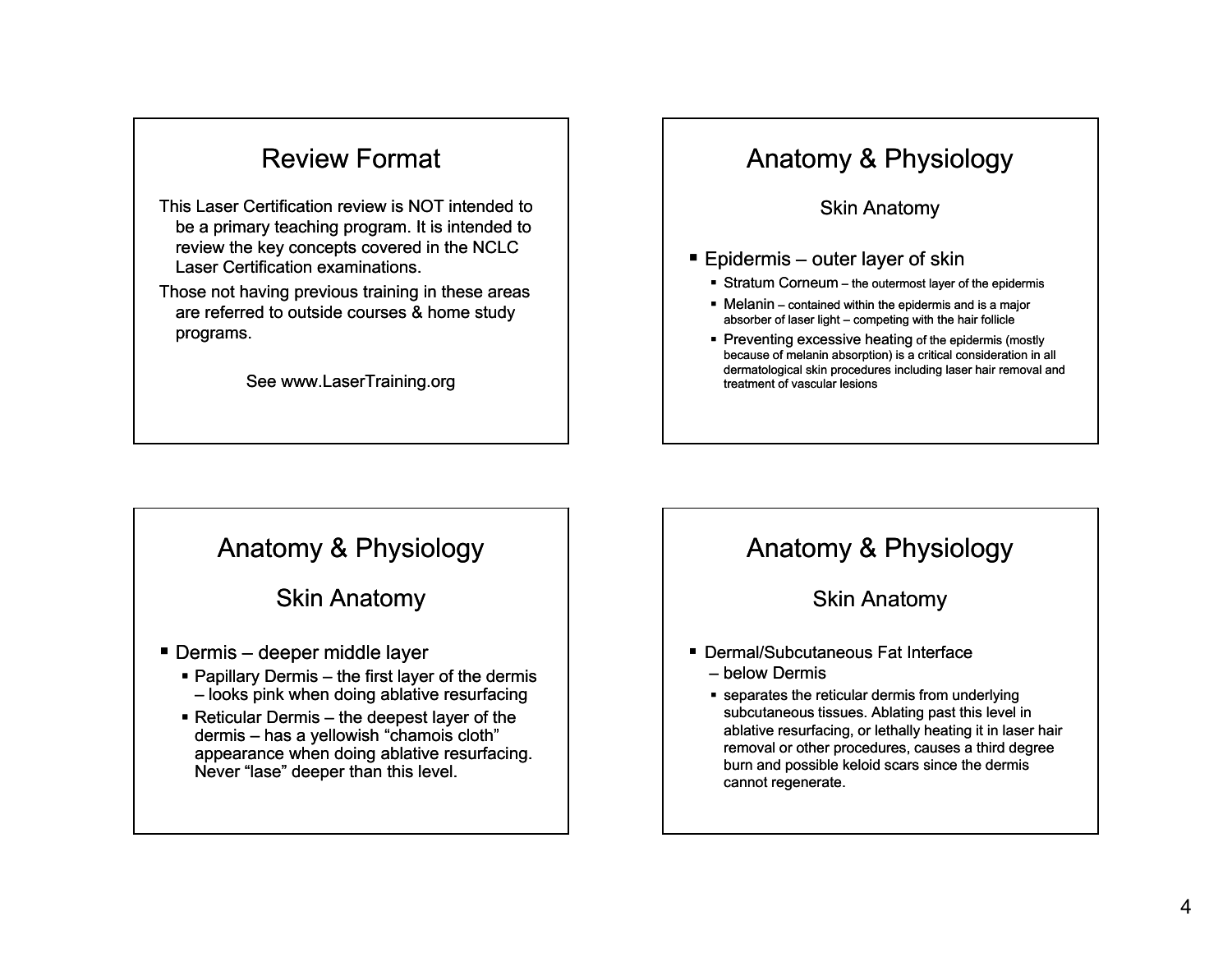## Review Format

This Laser Certification review is NOT intended to be a primary teaching program. It is intended to review the key concepts covered in the NCLC Laser Certification examinations.

Those not having previous training in these areas are referred to outside courses & home study programs.

See www.LaserTraining.org

## Anatomy & Physiology

### Skin Anatomy

- Epidermis – outer layer of skin
  - Stratum Corneum – the outermost layer of the epidermis
  - Melanin – contained within the epidermis and is a major absorber of laser light – competing with the hair follicle
  - Preventing excessive heating of the epidermis (mostly because of melanin absorption) is a critical consideration in all dermatological skin procedures including laser hair removal and treatment of vascular lesions

## Anatomy & Physiology

### Skin Anatomy

- Dermis – deeper middle layer
  - Papillary Dermis – the first layer of the dermis – looks pink when doing ablative resurfacing
  - Reticular Dermis – the deepest layer of the dermis – has a yellowish “chamois cloth” appearance when doing ablative resurfacing. Never “lase” deeper than this level.

## Anatomy & Physiology

### Skin Anatomy

- Dermal/Subcutaneous Fat Interface – below Dermis
  - separates the reticular dermis from underlying subcutaneous tissues. Ablating past this level in ablative resurfacing, or lethally heating it in laser hair removal or other procedures, causes a third degree burn and possible keloid scars since the dermis cannot regenerate.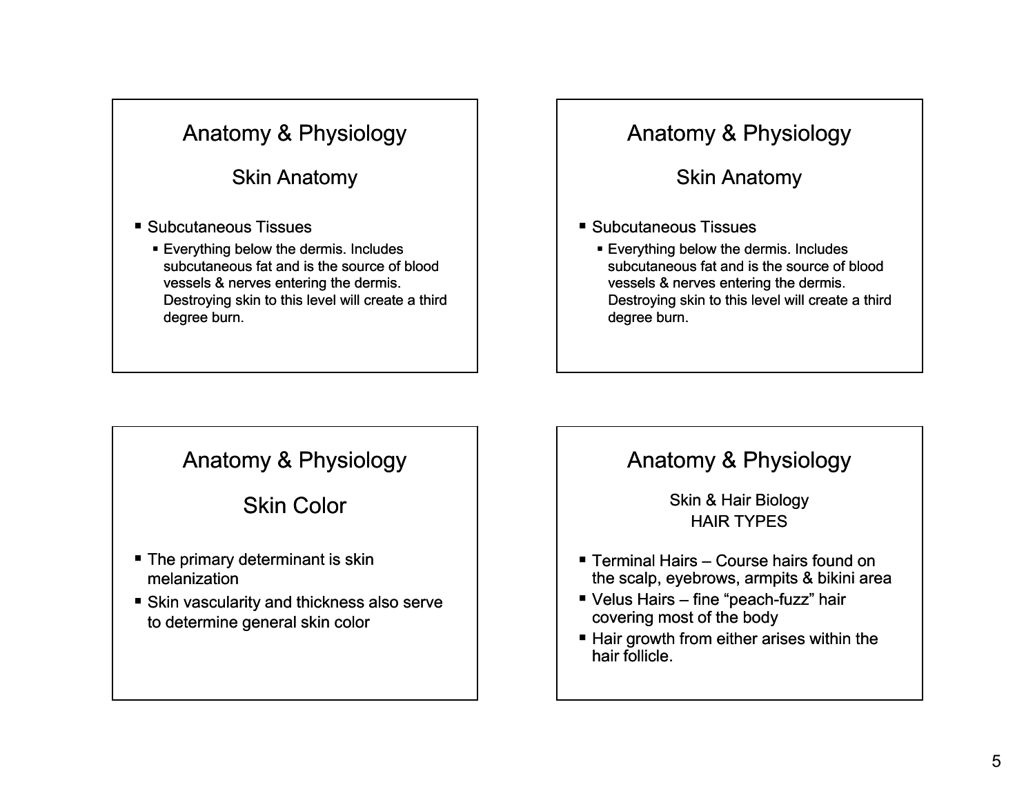## Anatomy & Physiology

### Skin Anatomy

- Subcutaneous Tissues
  - Everything below the dermis. Includes subcutaneous fat and is the source of blood vessels & nerves entering the dermis. Destroying skin to this level will create a third degree burn.

## Anatomy & Physiology

### Skin Anatomy

- Subcutaneous Tissues
  - Everything below the dermis. Includes subcutaneous fat and is the source of blood vessels & nerves entering the dermis. Destroying skin to this level will create a third degree burn.

## Anatomy & Physiology

### Skin Color

- The primary determinant is skin melanization
- Skin vascularity and thickness also serve to determine general skin color

## Anatomy & Physiology

### Skin & Hair Biology
### HAIR TYPES

- Terminal Hairs – Course hairs found on the scalp, eyebrows, armpits & bikini area
- Velus Hairs – fine "peach-fuzz" hair covering most of the body
- Hair growth from either arises within the hair follicle.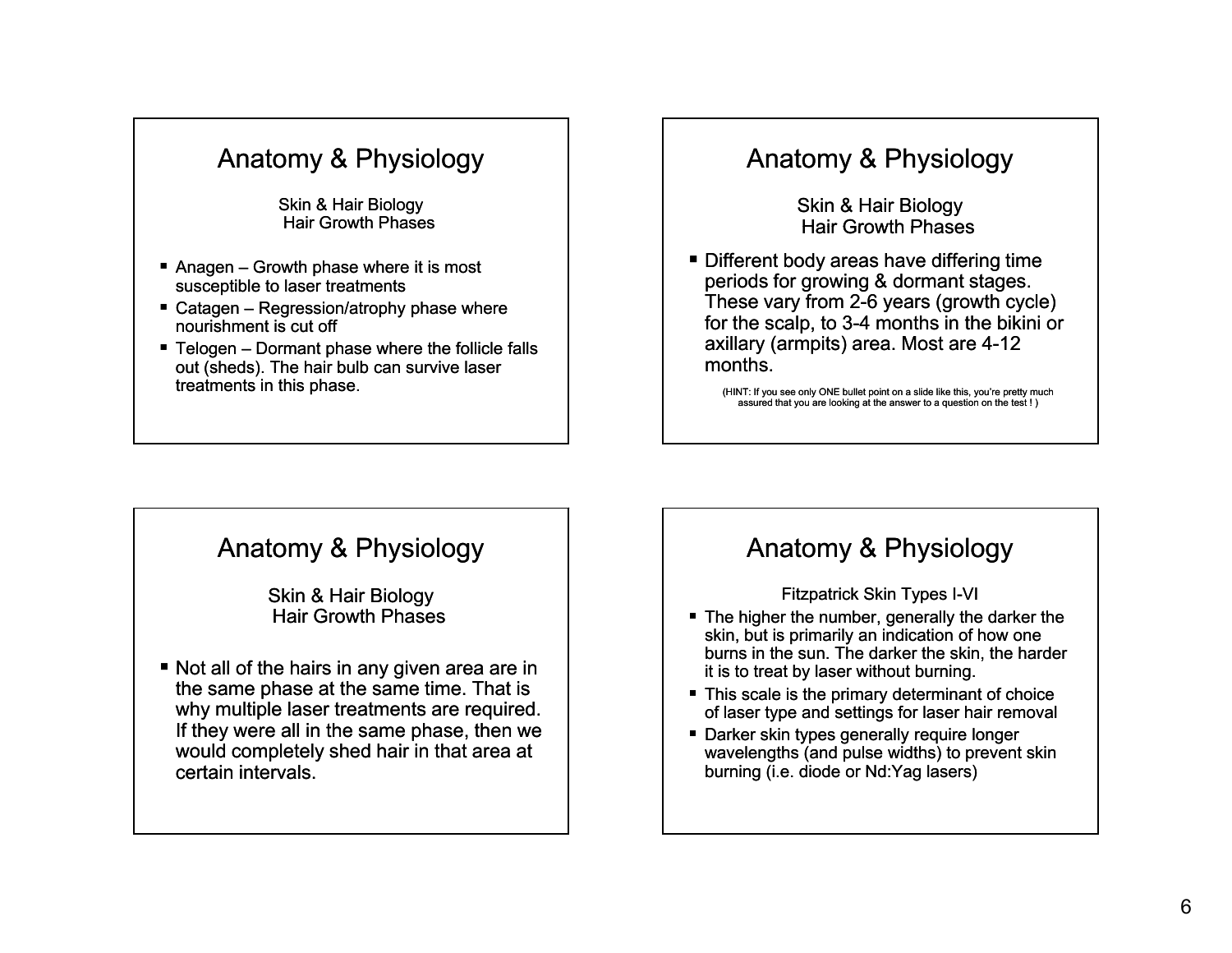## Anatomy & Physiology

Skin & Hair Biology
Hair Growth Phases

- Anagen – Growth phase where it is most susceptible to laser treatments
- Catagen – Regression/atrophy phase where nourishment is cut off
- Telogen – Dormant phase where the follicle falls out (sheds). The hair bulb can survive laser treatments in this phase.

## Anatomy & Physiology

Skin & Hair Biology
Hair Growth Phases

- Different body areas have differing time periods for growing & dormant stages. These vary from 2-6 years (growth cycle) for the scalp, to 3-4 months in the bikini or axillary (armpits) area. Most are 4-12 months.

(HINT: If you see only ONE bullet point on a slide like this, you're pretty much assured that you are looking at the answer to a question on the test ! )

## Anatomy & Physiology

Skin & Hair Biology
Hair Growth Phases

- Not all of the hairs in any given area are in the same phase at the same time. That is why multiple laser treatments are required. If they were all in the same phase, then we would completely shed hair in that area at certain intervals.

## Anatomy & Physiology

Fitzpatrick Skin Types I-VI

- The higher the number, generally the darker the skin, but is primarily an indication of how one burns in the sun. The darker the skin, the harder it is to treat by laser without burning.
- This scale is the primary determinant of choice of laser type and settings for laser hair removal
- Darker skin types generally require longer wavelengths (and pulse widths) to prevent skin burning (i.e. diode or Nd:Yag lasers)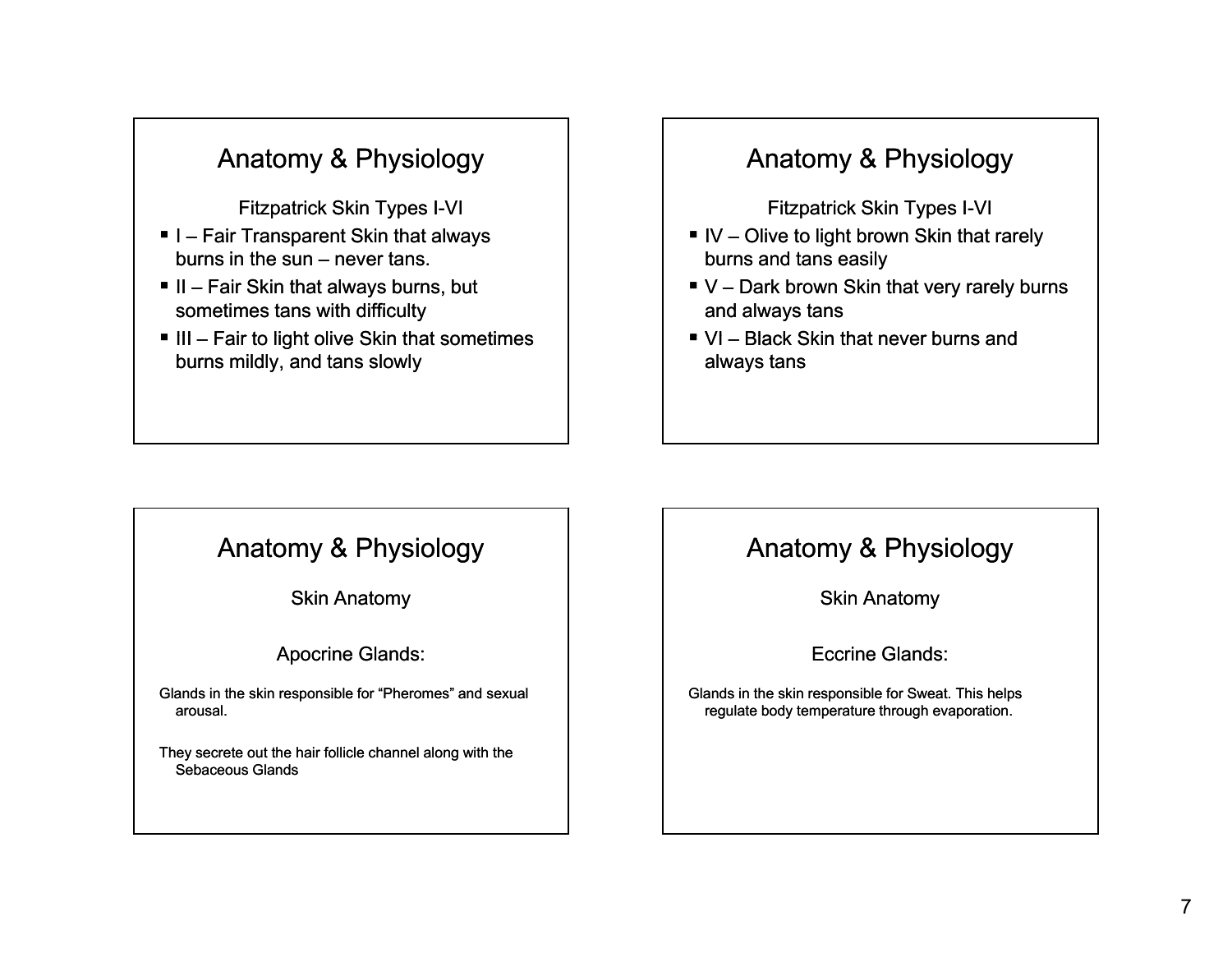## Anatomy & Physiology

Fitzpatrick Skin Types I-VI

- I – Fair Transparent Skin that always burns in the sun – never tans.
- II – Fair Skin that always burns, but sometimes tans with difficulty
- III – Fair to light olive Skin that sometimes burns mildly, and tans slowly

## Anatomy & Physiology

Fitzpatrick Skin Types I-VI

- IV – Olive to light brown Skin that rarely burns and tans easily
- V – Dark brown Skin that very rarely burns and always tans
- VI – Black Skin that never burns and always tans

## Anatomy & Physiology

Skin Anatomy

Apocrine Glands:

Glands in the skin responsible for "Pheromes" and sexual arousal.

They secrete out the hair follicle channel along with the Sebaceous Glands

## Anatomy & Physiology

Skin Anatomy

Eccrine Glands:

Glands in the skin responsible for Sweat. This helps regulate body temperature through evaporation.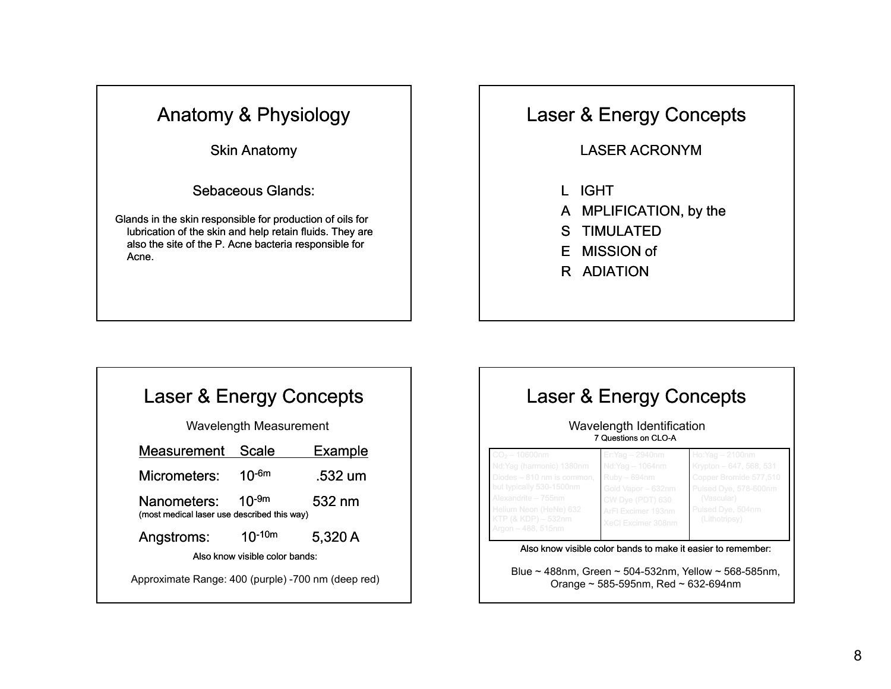## Anatomy & Physiology

Skin Anatomy

Sebaceous Glands:

Glands in the skin responsible for production of oils for lubrication of the skin and help retain fluids. They are also the site of the P. Acne bacteria responsible for Acne.

## Laser & Energy Concepts

LASER ACRONYM

L IGHT
A MPLIFICATION, by the
S TIMULATED
E MISSION of
R ADIATION

## Laser & Energy Concepts

Wavelength Measurement

| Measurement | Scale | Example |
|---|---|---|
| Micrometers: | $10^{-6m}$ | .532 um |
| Nanometers: (most medical laser use described this way) | $10^{-9m}$ | 532 nm |
| Angstroms: | $10^{-10m}$ | 5,320 A |

Also know visible color bands:

Approximate Range: 400 (purple) -700 nm (deep red)

## Laser & Energy Concepts

Wavelength Identification
7 Questions on CLO-A

| | | |
|---|---|---|
| $CO_2$ – 10600nm<br>Nd:Yag (harmonic) 1380nm<br>Diodes – 810 nm is common, but typically 530-1500nm<br>Alexandrite – 755nm<br>Helium Neon (HeNe) 632<br>KTP (& KDP) – 532nm<br>Argon – 488, 515nm | Er:Yag – 2940nm<br>Nd:Yag – 1064nm<br>Ruby – 694nm<br>Gold Vapor – 632nm<br>CW Dye (PDT) 630<br>ArFl Excimer 193nm<br>XeCl Excimer 308nm | Ho:Yag – 2100nm<br>Krypton – 647, 568, 531<br>Copper Bromide 577,510<br>Pulsed Dye, 578-600nm (Vascular)<br>Pulsed Dye, 504nm (Lithotripsy) |

Also know visible color bands to make it easier to remember:

Blue ~ 488nm, Green ~ 504-532nm, Yellow ~ 568-585nm, Orange ~ 585-595nm, Red ~ 632-694nm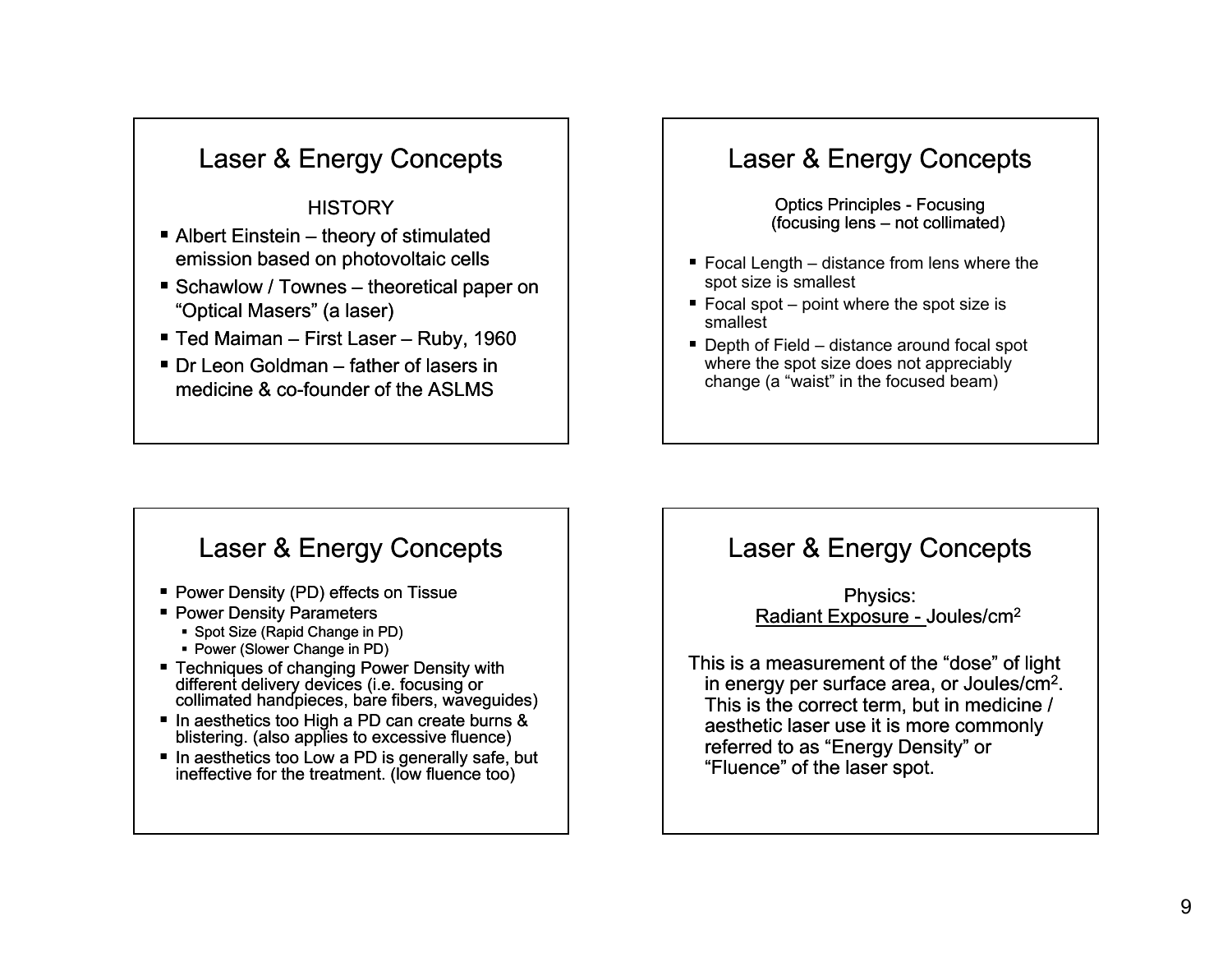## Laser & Energy Concepts

HISTORY

- Albert Einstein – theory of stimulated emission based on photovoltaic cells
- Schawlow / Townes – theoretical paper on "Optical Masers" (a laser)
- Ted Maiman – First Laser – Ruby, 1960
- Dr Leon Goldman – father of lasers in medicine & co-founder of the ASLMS

## Laser & Energy Concepts

Optics Principles - Focusing
(focusing lens – not collimated)

- Focal Length – distance from lens where the spot size is smallest
- Focal spot – point where the spot size is smallest
- Depth of Field – distance around focal spot where the spot size does not appreciably change (a "waist" in the focused beam)

## Laser & Energy Concepts

- Power Density (PD) effects on Tissue
- Power Density Parameters
  - Spot Size (Rapid Change in PD)
  - Power (Slower Change in PD)
- Techniques of changing Power Density with different delivery devices (i.e. focusing or collimated handpieces, bare fibers, waveguides)
- In aesthetics too High a PD can create burns & blistering. (also applies to excessive fluence)
- In aesthetics too Low a PD is generally safe, but ineffective for the treatment. (low fluence too)

## Laser & Energy Concepts

Physics:
Radiant Exposure - Joules/cm$^2$

This is a measurement of the "dose" of light in energy per surface area, or Joules/cm$^2$. This is the correct term, but in medicine / aesthetic laser use it is more commonly referred to as "Energy Density" or "Fluence" of the laser spot.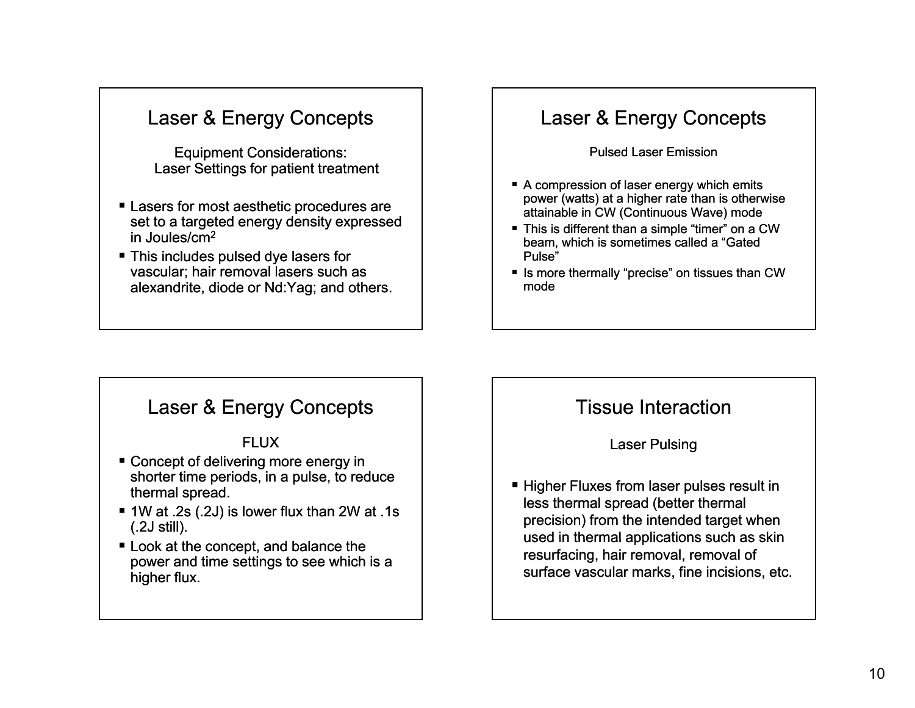## Laser & Energy Concepts

Equipment Considerations:
Laser Settings for patient treatment

- Lasers for most aesthetic procedures are set to a targeted energy density expressed in Joules/cm$^2$
- This includes pulsed dye lasers for vascular; hair removal lasers such as alexandrite, diode or Nd:Yag; and others.

## Laser & Energy Concepts

Pulsed Laser Emission

- A compression of laser energy which emits power (watts) at a higher rate than is otherwise attainable in CW (Continuous Wave) mode
- This is different than a simple "timer" on a CW beam, which is sometimes called a "Gated Pulse"
- Is more thermally "precise" on tissues than CW mode

## Laser & Energy Concepts

FLUX

- Concept of delivering more energy in shorter time periods, in a pulse, to reduce thermal spread.
- 1W at .2s (.2J) is lower flux than 2W at .1s (.2J still).
- Look at the concept, and balance the power and time settings to see which is a higher flux.

## Tissue Interaction

Laser Pulsing

- Higher Fluxes from laser pulses result in less thermal spread (better thermal precision) from the intended target when used in thermal applications such as skin resurfacing, hair removal, removal of surface vascular marks, fine incisions, etc.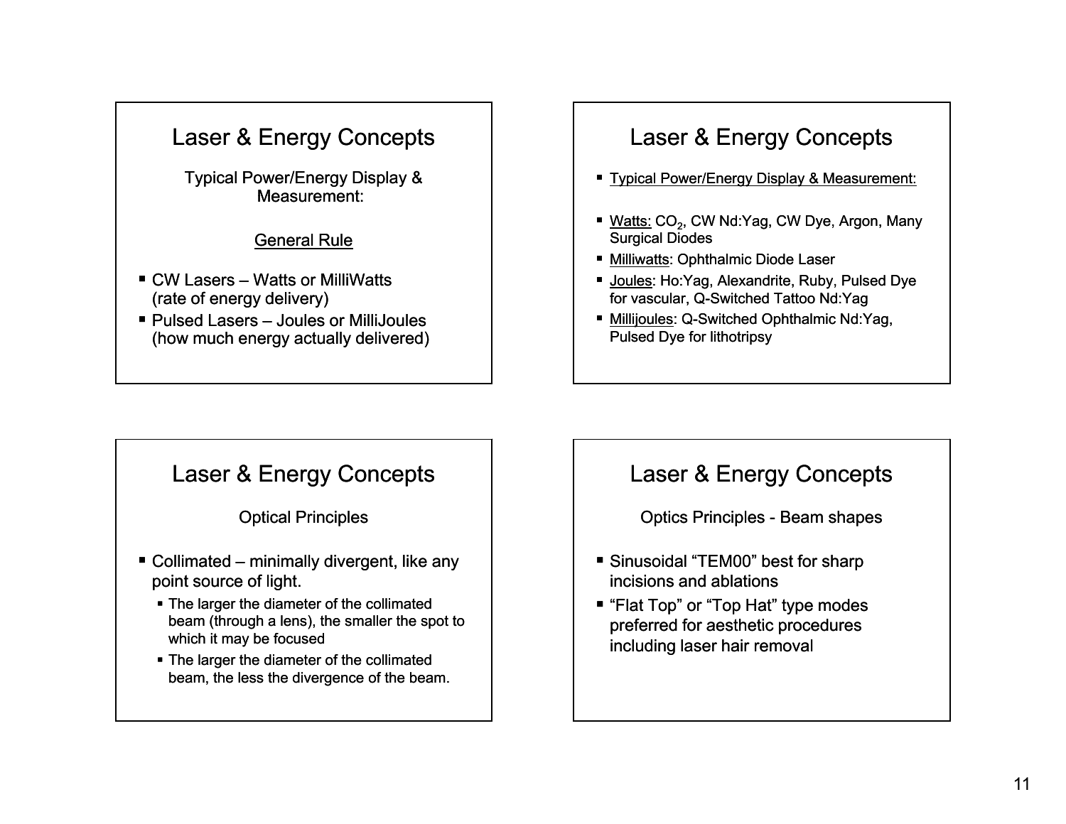## Laser & Energy Concepts

Typical Power/Energy Display & Measurement:

General Rule

- CW Lasers – Watts or MilliWatts (rate of energy delivery)
- Pulsed Lasers – Joules or MilliJoules (how much energy actually delivered)

## Laser & Energy Concepts

- Typical Power/Energy Display & Measurement:
- Watts: $CO_2$, CW Nd:Yag, CW Dye, Argon, Many Surgical Diodes
- Milliwatts: Ophthalmic Diode Laser
- Joules: Ho:Yag, Alexandrite, Ruby, Pulsed Dye for vascular, Q-Switched Tattoo Nd:Yag
- Millijoules: Q-Switched Ophthalmic Nd:Yag, Pulsed Dye for lithotripsy

## Laser & Energy Concepts

Optical Principles

- Collimated – minimally divergent, like any point source of light.
  - The larger the diameter of the collimated beam (through a lens), the smaller the spot to which it may be focused
  - The larger the diameter of the collimated beam, the less the divergence of the beam.

## Laser & Energy Concepts

Optics Principles - Beam shapes

- Sinusoidal "TEM00" best for sharp incisions and ablations
- "Flat Top" or "Top Hat" type modes preferred for aesthetic procedures including laser hair removal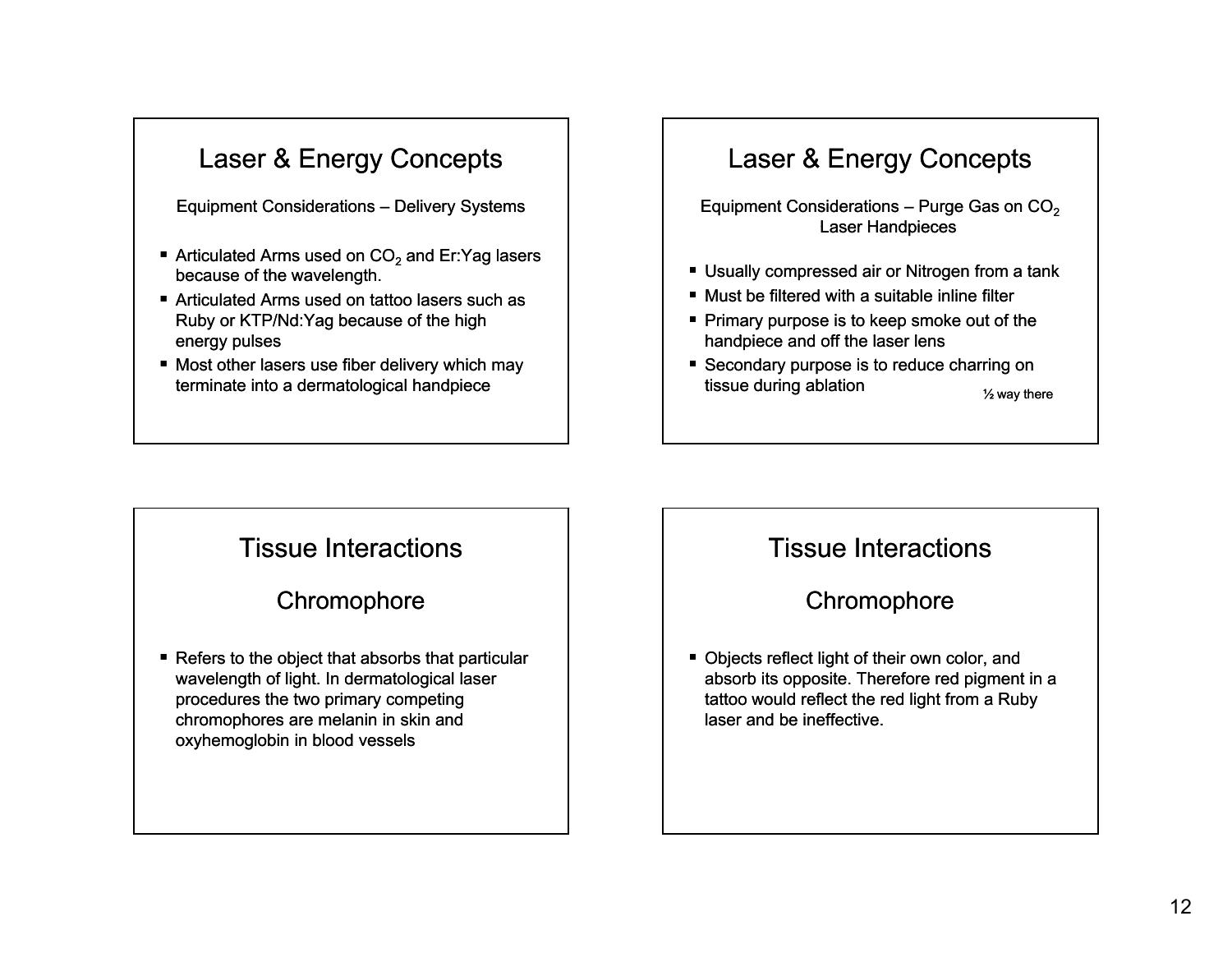## Laser & Energy Concepts

Equipment Considerations – Delivery Systems

- Articulated Arms used on $CO_2$ and Er:Yag lasers because of the wavelength.
- Articulated Arms used on tattoo lasers such as Ruby or KTP/Nd:Yag because of the high energy pulses
- Most other lasers use fiber delivery which may terminate into a dermatological handpiece

## Laser & Energy Concepts

Equipment Considerations – Purge Gas on $CO_2$ Laser Handpieces

- Usually compressed air or Nitrogen from a tank
- Must be filtered with a suitable inline filter
- Primary purpose is to keep smoke out of the handpiece and off the laser lens
- Secondary purpose is to reduce charring on tissue during ablation

½ way there

## Tissue Interactions

### Chromophore

- Refers to the object that absorbs that particular wavelength of light. In dermatological laser procedures the two primary competing chromophores are melanin in skin and oxyhemoglobin in blood vessels

## Tissue Interactions

### Chromophore

- Objects reflect light of their own color, and absorb its opposite. Therefore red pigment in a tattoo would reflect the red light from a Ruby laser and be ineffective.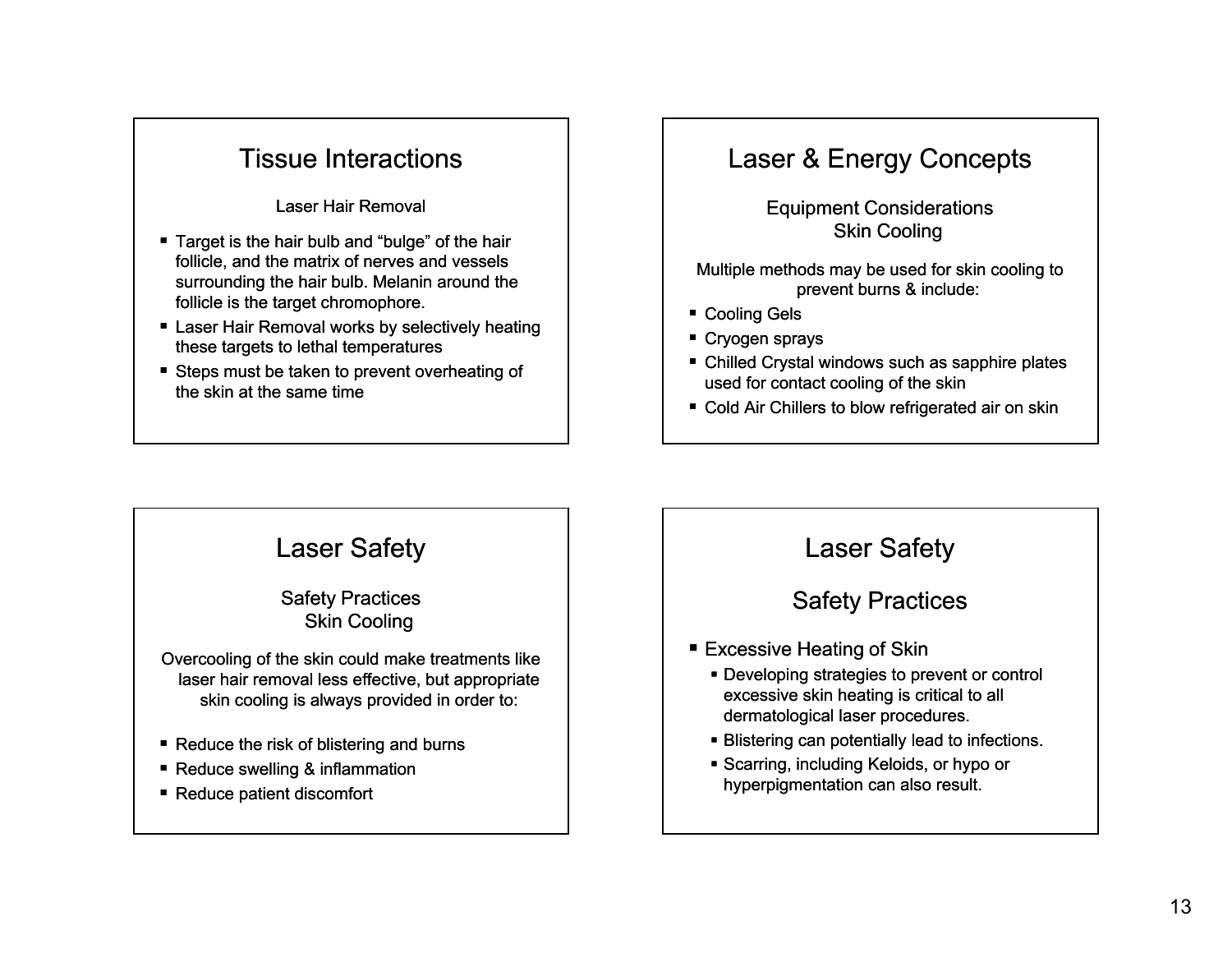## Tissue Interactions

### Laser Hair Removal

- Target is the hair bulb and "bulge" of the hair follicle, and the matrix of nerves and vessels surrounding the hair bulb. Melanin around the follicle is the target chromophore.
- Laser Hair Removal works by selectively heating these targets to lethal temperatures
- Steps must be taken to prevent overheating of the skin at the same time

## Laser & Energy Concepts

### Equipment Considerations
### Skin Cooling

Multiple methods may be used for skin cooling to prevent burns & include:

- Cooling Gels
- Cryogen sprays
- Chilled Crystal windows such as sapphire plates used for contact cooling of the skin
- Cold Air Chillers to blow refrigerated air on skin

## Laser Safety

### Safety Practices
### Skin Cooling

Overcooling of the skin could make treatments like laser hair removal less effective, but appropriate skin cooling is always provided in order to:

- Reduce the risk of blistering and burns
- Reduce swelling & inflammation
- Reduce patient discomfort

## Laser Safety

### Safety Practices

- Excessive Heating of Skin
  - Developing strategies to prevent or control excessive skin heating is critical to all dermatological laser procedures.
  - Blistering can potentially lead to infections.
  - Scarring, including Keloids, or hypo or hyperpigmentation can also result.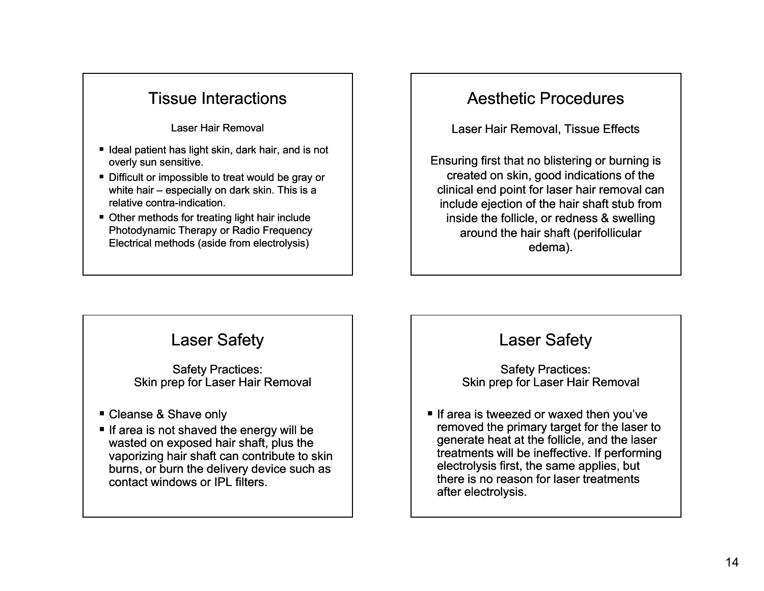## Tissue Interactions

Laser Hair Removal

- Ideal patient has light skin, dark hair, and is not overly sun sensitive.
- Difficult or impossible to treat would be gray or white hair – especially on dark skin. This is a relative contra-indication.
- Other methods for treating light hair include Photodynamic Therapy or Radio Frequency Electrical methods (aside from electrolysis)

## Aesthetic Procedures

Laser Hair Removal, Tissue Effects

Ensuring first that no blistering or burning is created on skin, good indications of the clinical end point for laser hair removal can include ejection of the hair shaft stub from inside the follicle, or redness & swelling around the hair shaft (perifollicular edema).

## Laser Safety

Safety Practices:
Skin prep for Laser Hair Removal

- Cleanse & Shave only
- If area is not shaved the energy will be wasted on exposed hair shaft, plus the vaporizing hair shaft can contribute to skin burns, or burn the delivery device such as contact windows or IPL filters.

## Laser Safety

Safety Practices:
Skin prep for Laser Hair Removal

- If area is tweezed or waxed then you've removed the primary target for the laser to generate heat at the follicle, and the laser treatments will be ineffective. If performing electrolysis first, the same applies, but there is no reason for laser treatments after electrolysis.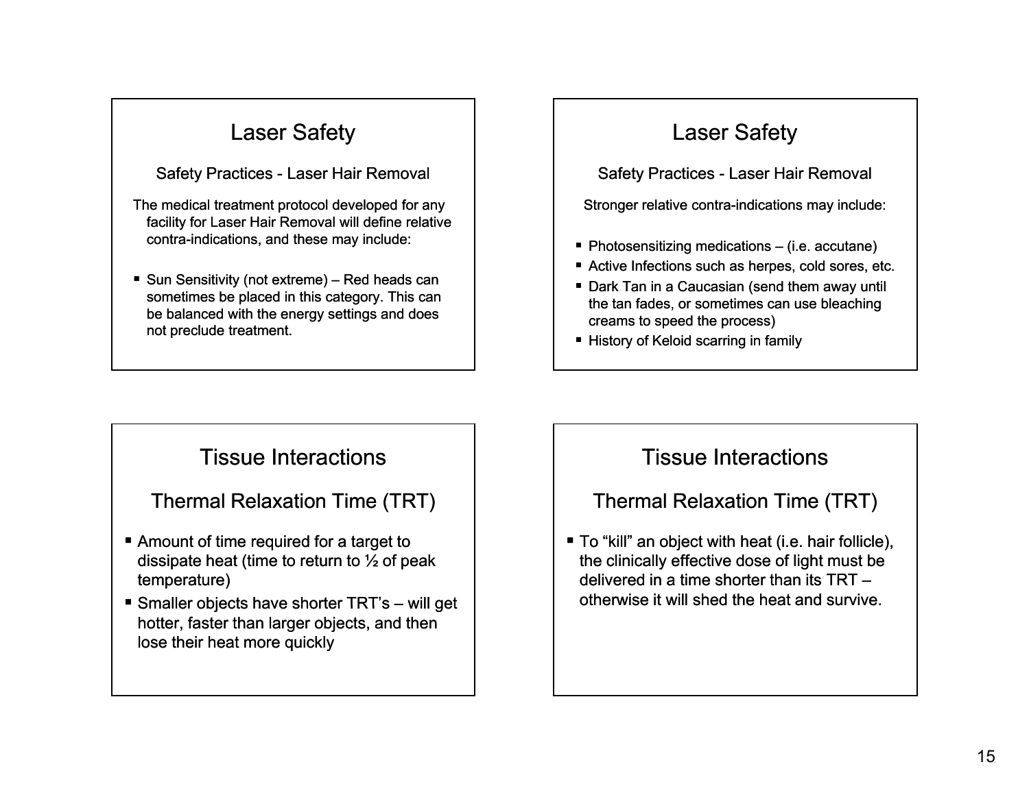## Laser Safety

### Safety Practices - Laser Hair Removal

The medical treatment protocol developed for any facility for Laser Hair Removal will define relative contra-indications, and these may include:

- Sun Sensitivity (not extreme) – Red heads can sometimes be placed in this category. This can be balanced with the energy settings and does not preclude treatment.

## Laser Safety

### Safety Practices - Laser Hair Removal

Stronger relative contra-indications may include:

- Photosensitizing medications – (i.e. accutane)
- Active Infections such as herpes, cold sores, etc.
- Dark Tan in a Caucasian (send them away until the tan fades, or sometimes can use bleaching creams to speed the process)
- History of Keloid scarring in family

## Tissue Interactions

### Thermal Relaxation Time (TRT)

- Amount of time required for a target to dissipate heat (time to return to ½ of peak temperature)
- Smaller objects have shorter TRT's – will get hotter, faster than larger objects, and then lose their heat more quickly

## Tissue Interactions

### Thermal Relaxation Time (TRT)

- To "kill" an object with heat (i.e. hair follicle), the clinically effective dose of light must be delivered in a time shorter than its TRT – otherwise it will shed the heat and survive.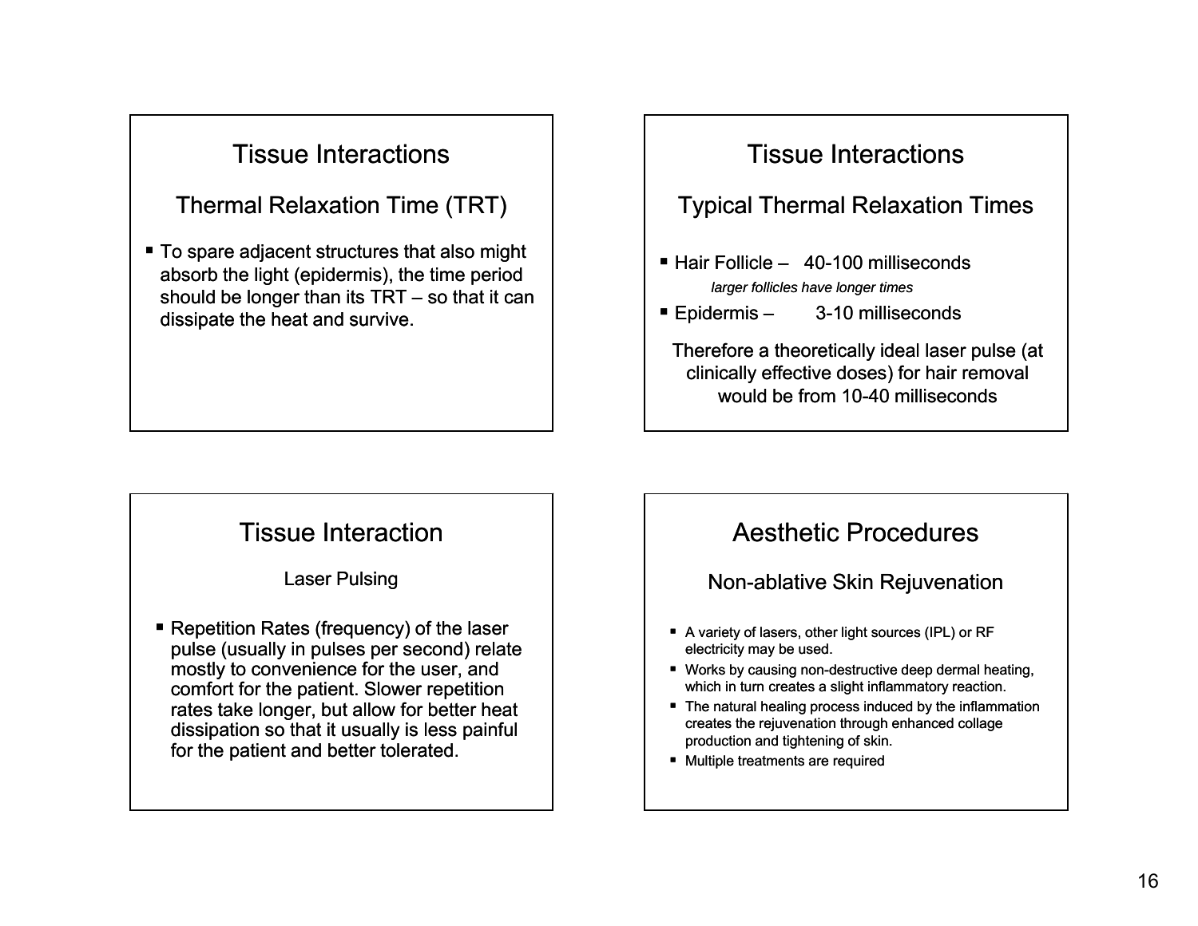## Tissue Interactions

### Thermal Relaxation Time (TRT)

- To spare adjacent structures that also might absorb the light (epidermis), the time period should be longer than its TRT – so that it can dissipate the heat and survive.

## Tissue Interactions

### Typical Thermal Relaxation Times

- Hair Follicle – 40-100 milliseconds
  *larger follicles have longer times*
- Epidermis – 3-10 milliseconds

Therefore a theoretically ideal laser pulse (at clinically effective doses) for hair removal would be from 10-40 milliseconds

## Tissue Interaction

### Laser Pulsing

- Repetition Rates (frequency) of the laser pulse (usually in pulses per second) relate mostly to convenience for the user, and comfort for the patient. Slower repetition rates take longer, but allow for better heat dissipation so that it usually is less painful for the patient and better tolerated.

## Aesthetic Procedures

### Non-ablative Skin Rejuvenation

- A variety of lasers, other light sources (IPL) or RF electricity may be used.
- Works by causing non-destructive deep dermal heating, which in turn creates a slight inflammatory reaction.
- The natural healing process induced by the inflammation creates the rejuvenation through enhanced collage production and tightening of skin.
- Multiple treatments are required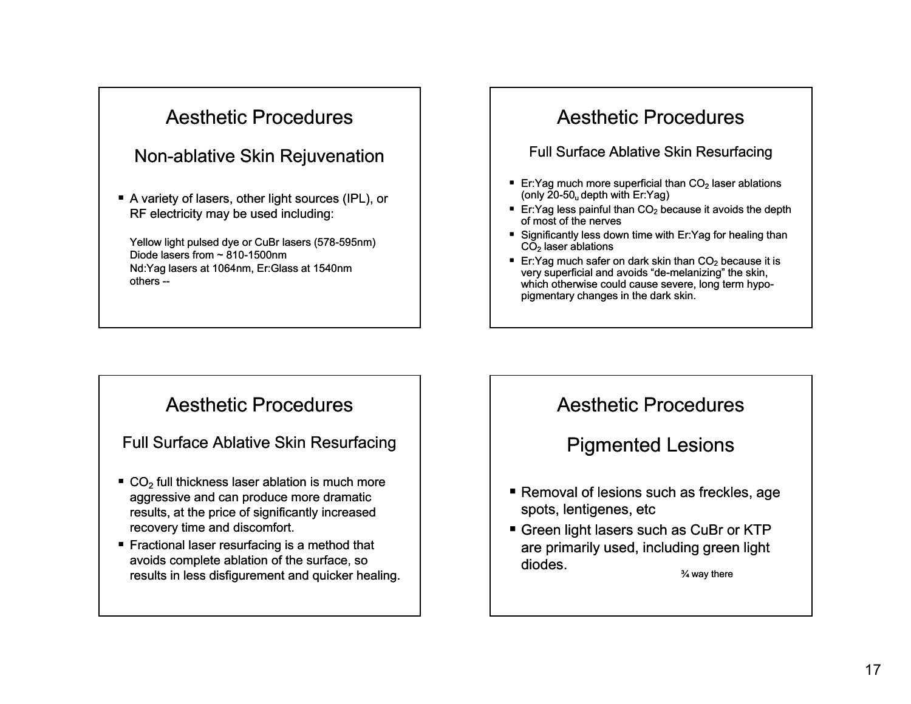## Aesthetic Procedures

### Non-ablative Skin Rejuvenation

- A variety of lasers, other light sources (IPL), or RF electricity may be used including:

  Yellow light pulsed dye or CuBr lasers (578-595nm)
  Diode lasers from ~ 810-1500nm
  Nd:Yag lasers at 1064nm, Er:Glass at 1540nm
  others --

## Aesthetic Procedures

### Full Surface Ablative Skin Resurfacing

- Er:Yag much more superficial than $CO_2$ laser ablations (only 20-$50_u$ depth with Er:Yag)
- Er:Yag less painful than $CO_2$ because it avoids the depth of most of the nerves
- Significantly less down time with Er:Yag for healing than $CO_2$ laser ablations
- Er:Yag much safer on dark skin than $CO_2$ because it is very superficial and avoids "de-melanizing" the skin, which otherwise could cause severe, long term hypo-pigmentary changes in the dark skin.

## Aesthetic Procedures

### Full Surface Ablative Skin Resurfacing

- $CO_2$ full thickness laser ablation is much more aggressive and can produce more dramatic results, at the price of significantly increased recovery time and discomfort.
- Fractional laser resurfacing is a method that avoids complete ablation of the surface, so results in less disfigurement and quicker healing.

## Aesthetic Procedures

### Pigmented Lesions

- Removal of lesions such as freckles, age spots, lentigenes, etc
- Green light lasers such as CuBr or KTP are primarily used, including green light diodes.

¾ way there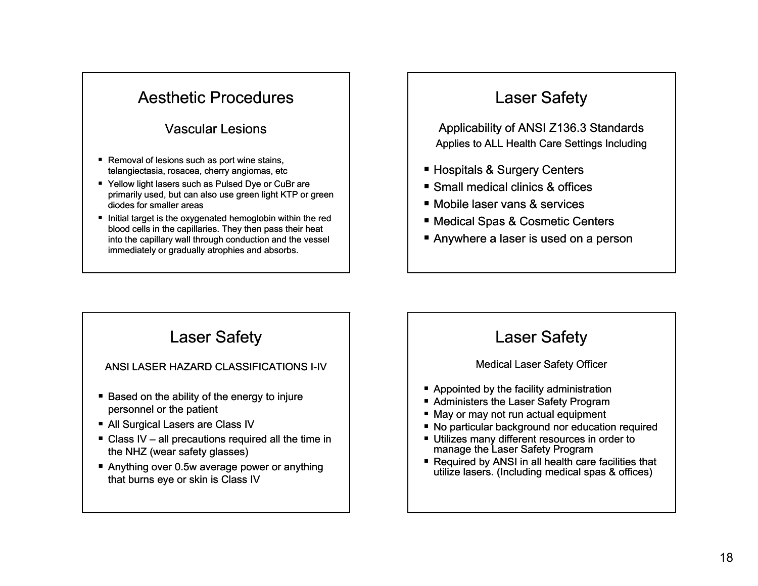## Aesthetic Procedures

### Vascular Lesions

- Removal of lesions such as port wine stains, telangiectasia, rosacea, cherry angiomas, etc
- Yellow light lasers such as Pulsed Dye or CuBr are primarily used, but can also use green light KTP or green diodes for smaller areas
- Initial target is the oxygenated hemoglobin within the red blood cells in the capillaries. They then pass their heat into the capillary wall through conduction and the vessel immediately or gradually atrophies and absorbs.

## Laser Safety

### Applicability of ANSI Z136.3 Standards

Applies to ALL Health Care Settings Including

- Hospitals & Surgery Centers
- Small medical clinics & offices
- Mobile laser vans & services
- Medical Spas & Cosmetic Centers
- Anywhere a laser is used on a person

## Laser Safety

### ANSI LASER HAZARD CLASSIFICATIONS I-IV

- Based on the ability of the energy to injure personnel or the patient
- All Surgical Lasers are Class IV
- Class IV – all precautions required all the time in the NHZ (wear safety glasses)
- Anything over 0.5w average power or anything that burns eye or skin is Class IV

## Laser Safety

### Medical Laser Safety Officer

- Appointed by the facility administration
- Administers the Laser Safety Program
- May or may not run actual equipment
- No particular background nor education required
- Utilizes many different resources in order to manage the Laser Safety Program
- Required by ANSI in all health care facilities that utilize lasers. (Including medical spas & offices)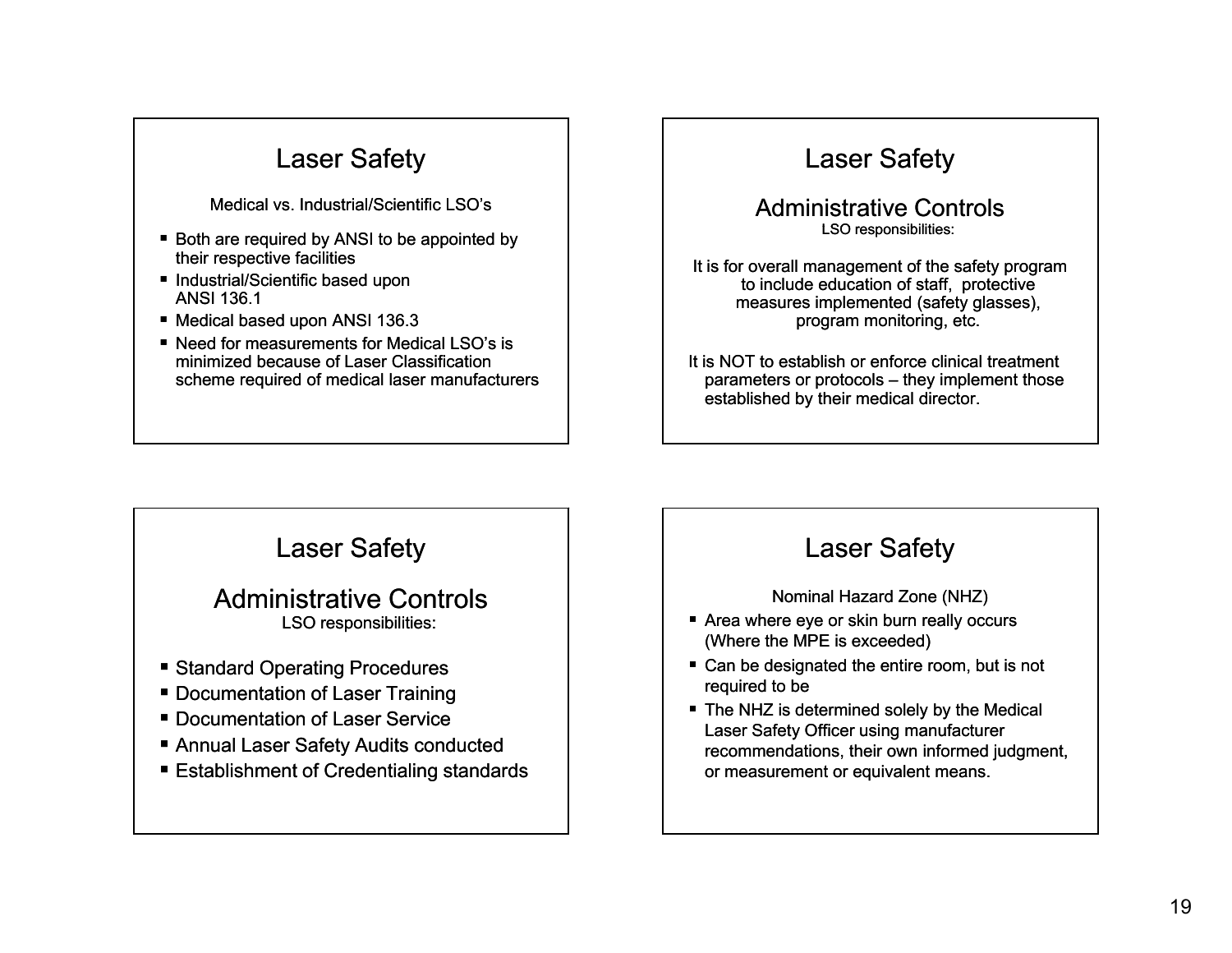## Laser Safety

Medical vs. Industrial/Scientific LSO's

- Both are required by ANSI to be appointed by their respective facilities
- Industrial/Scientific based upon ANSI 136.1
- Medical based upon ANSI 136.3
- Need for measurements for Medical LSO's is minimized because of Laser Classification scheme required of medical laser manufacturers

## Laser Safety

### Administrative Controls

LSO responsibilities:

It is for overall management of the safety program to include education of staff, protective measures implemented (safety glasses), program monitoring, etc.

It is NOT to establish or enforce clinical treatment parameters or protocols – they implement those established by their medical director.

## Laser Safety

### Administrative Controls

LSO responsibilities:

- Standard Operating Procedures
- Documentation of Laser Training
- Documentation of Laser Service
- Annual Laser Safety Audits conducted
- Establishment of Credentialing standards

## Laser Safety

Nominal Hazard Zone (NHZ)

- Area where eye or skin burn really occurs (Where the MPE is exceeded)
- Can be designated the entire room, but is not required to be
- The NHZ is determined solely by the Medical Laser Safety Officer using manufacturer recommendations, their own informed judgment, or measurement or equivalent means.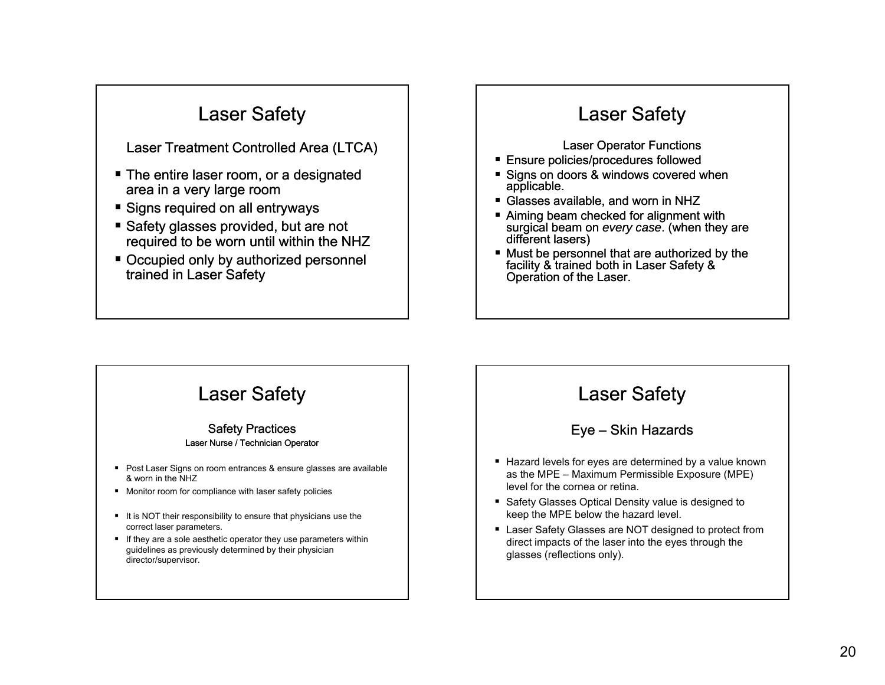## Laser Safety

### Laser Treatment Controlled Area (LTCA)

- The entire laser room, or a designated area in a very large room
- Signs required on all entryways
- Safety glasses provided, but are not required to be worn until within the NHZ
- Occupied only by authorized personnel trained in Laser Safety

## Laser Safety

### Laser Operator Functions

- Ensure policies/procedures followed
- Signs on doors & windows covered when applicable.
- Glasses available, and worn in NHZ
- Aiming beam checked for alignment with surgical beam on *every case*. (when they are different lasers)
- Must be personnel that are authorized by the facility & trained both in Laser Safety & Operation of the Laser.

## Laser Safety

### Safety Practices

#### Laser Nurse / Technician Operator

- Post Laser Signs on room entrances & ensure glasses are available & worn in the NHZ
- Monitor room for compliance with laser safety policies
- It is NOT their responsibility to ensure that physicians use the correct laser parameters.
- If they are a sole aesthetic operator they use parameters within guidelines as previously determined by their physician director/supervisor.

## Laser Safety

### Eye – Skin Hazards

- Hazard levels for eyes are determined by a value known as the MPE – Maximum Permissible Exposure (MPE) level for the cornea or retina.
- Safety Glasses Optical Density value is designed to keep the MPE below the hazard level.
- Laser Safety Glasses are NOT designed to protect from direct impacts of the laser into the eyes through the glasses (reflections only).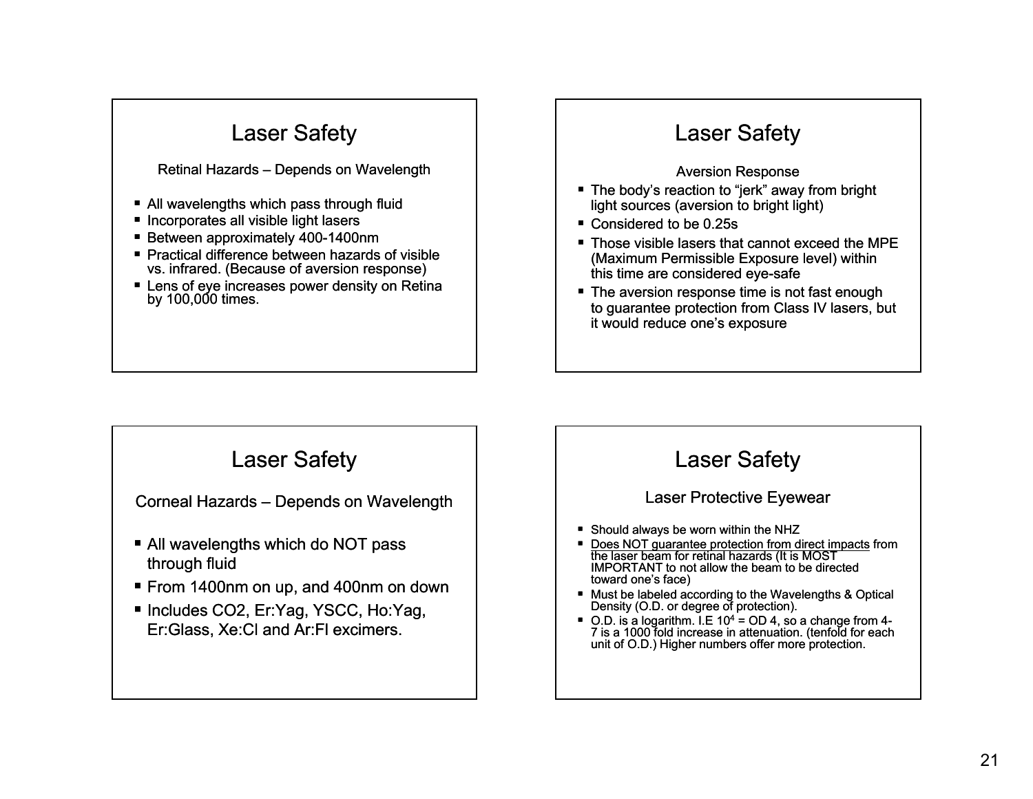## Laser Safety

### Retinal Hazards – Depends on Wavelength

- All wavelengths which pass through fluid
- Incorporates all visible light lasers
- Between approximately 400-1400nm
- Practical difference between hazards of visible vs. infrared. (Because of aversion response)
- Lens of eye increases power density on Retina by 100,000 times.

## Laser Safety

### Aversion Response

- The body's reaction to "jerk" away from bright light sources (aversion to bright light)
- Considered to be 0.25s
- Those visible lasers that cannot exceed the MPE (Maximum Permissible Exposure level) within this time are considered eye-safe
- The aversion response time is not fast enough to guarantee protection from Class IV lasers, but it would reduce one's exposure

## Laser Safety

### Corneal Hazards – Depends on Wavelength

- All wavelengths which do NOT pass through fluid
- From 1400nm on up, and 400nm on down
- Includes CO2, Er:Yag, YSCC, Ho:Yag, Er:Glass, Xe:Cl and Ar:Fl excimers.

## Laser Safety

### Laser Protective Eyewear

- Should always be worn within the NHZ
- <u>Does NOT guarantee protection from direct impacts</u> from the laser beam for retinal hazards (It is MOST IMPORTANT to not allow the beam to be directed toward one's face)
- Must be labeled according to the Wavelengths & Optical Density (O.D. or degree of protection).
- O.D. is a logarithm. I.E $10^4$ = OD 4, so a change from 4-7 is a 1000 fold increase in attenuation. (tenfold for each unit of O.D.) Higher numbers offer more protection.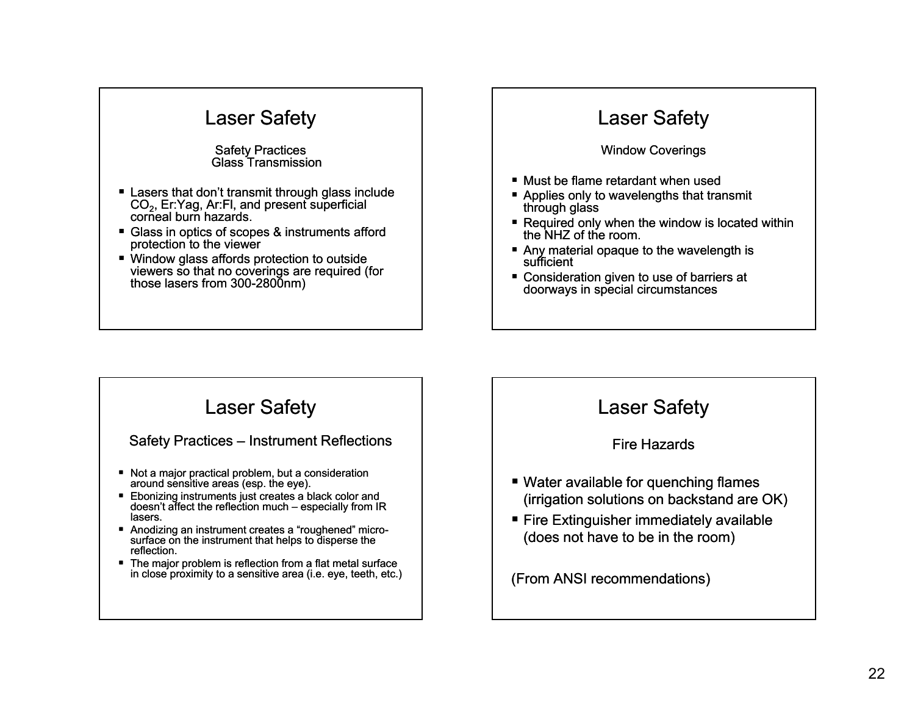## Laser Safety

Safety Practices
Glass Transmission

- Lasers that don't transmit through glass include $CO_2$, Er:Yag, Ar:Fl, and present superficial corneal burn hazards.
- Glass in optics of scopes & instruments afford protection to the viewer
- Window glass affords protection to outside viewers so that no coverings are required (for those lasers from 300-2800nm)

## Laser Safety

Window Coverings

- Must be flame retardant when used
- Applies only to wavelengths that transmit through glass
- Required only when the window is located within the NHZ of the room.
- Any material opaque to the wavelength is sufficient
- Consideration given to use of barriers at doorways in special circumstances

## Laser Safety

Safety Practices – Instrument Reflections

- Not a major practical problem, but a consideration around sensitive areas (esp. the eye).
- Ebonizing instruments just creates a black color and doesn't affect the reflection much – especially from IR lasers.
- Anodizing an instrument creates a "roughened" micro-surface on the instrument that helps to disperse the reflection.
- The major problem is reflection from a flat metal surface in close proximity to a sensitive area (i.e. eye, teeth, etc.)

## Laser Safety

Fire Hazards

- Water available for quenching flames (irrigation solutions on backstand are OK)
- Fire Extinguisher immediately available (does not have to be in the room)

(From ANSI recommendations)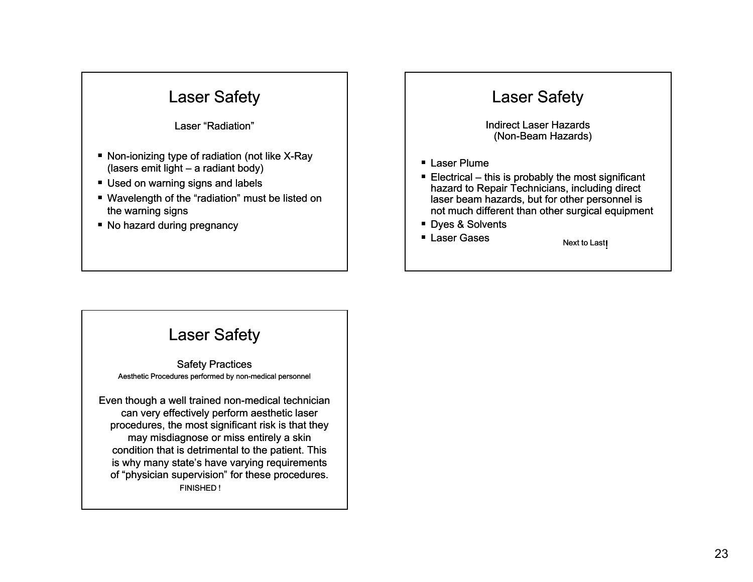## Laser Safety

Laser "Radiation"

- Non-ionizing type of radiation (not like X-Ray (lasers emit light – a radiant body)
- Used on warning signs and labels
- Wavelength of the "radiation" must be listed on the warning signs
- No hazard during pregnancy

## Laser Safety

Indirect Laser Hazards
(Non-Beam Hazards)

- Laser Plume
- Electrical – this is probably the most significant hazard to Repair Technicians, including direct laser beam hazards, but for other personnel is not much different than other surgical equipment
- Dyes & Solvents
- Laser Gases

Next to Last!

## Laser Safety

Safety Practices

Aesthetic Procedures performed by non-medical personnel

Even though a well trained non-medical technician can very effectively perform aesthetic laser procedures, the most significant risk is that they may misdiagnose or miss entirely a skin condition that is detrimental to the patient. This is why many state's have varying requirements of "physician supervision" for these procedures.

FINISHED !